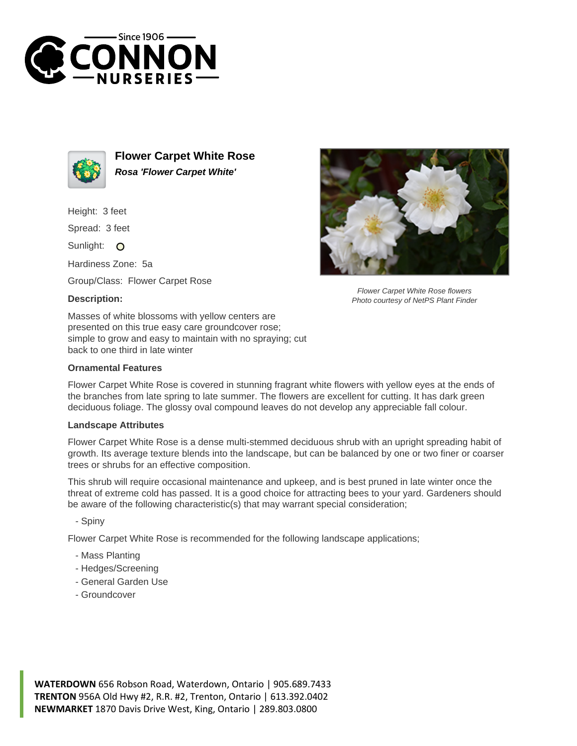# Flower Carpet White Rose

***Rosa 'Flower Carpet White'***

Height: 3 feet

Spread: 3 feet

Sunlight:

Hardiness Zone: 5a

Group/Class: Flower Carpet Rose

**Description:**

Masses of white blossoms with yellow centers are presented on this true easy care groundcover rose; simple to grow and easy to maintain with no spraying; cut back to one third in late winter

*Flower Carpet White Rose flowers*
*Photo courtesy of NetPS Plant Finder*

### Ornamental Features

Flower Carpet White Rose is covered in stunning fragrant white flowers with yellow eyes at the ends of the branches from late spring to late summer. The flowers are excellent for cutting. It has dark green deciduous foliage. The glossy oval compound leaves do not develop any appreciable fall colour.

### Landscape Attributes

Flower Carpet White Rose is a dense multi-stemmed deciduous shrub with an upright spreading habit of growth. Its average texture blends into the landscape, but can be balanced by one or two finer or coarser trees or shrubs for an effective composition.

This shrub will require occasional maintenance and upkeep, and is best pruned in late winter once the threat of extreme cold has passed. It is a good choice for attracting bees to your yard. Gardeners should be aware of the following characteristic(s) that may warrant special consideration;

- Spiny

Flower Carpet White Rose is recommended for the following landscape applications;

- Mass Planting
- Hedges/Screening
- General Garden Use
- Groundcover

**WATERDOWN** 656 Robson Road, Waterdown, Ontario | 905.689.7433
**TRENTON** 956A Old Hwy #2, R.R. #2, Trenton, Ontario | 613.392.0402
**NEWMARKET** 1870 Davis Drive West, King, Ontario | 289.803.0800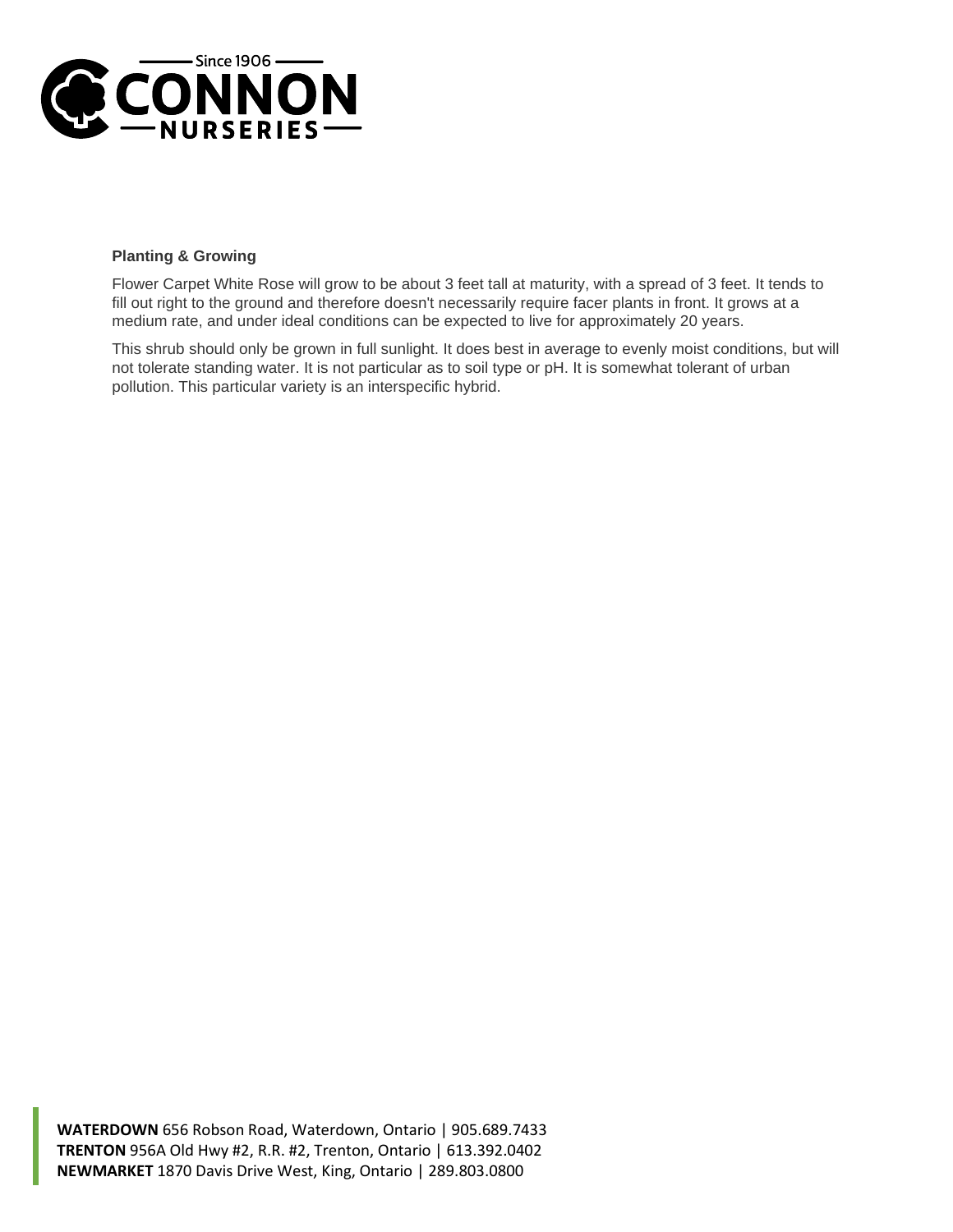### Planting & Growing

Flower Carpet White Rose will grow to be about 3 feet tall at maturity, with a spread of 3 feet. It tends to fill out right to the ground and therefore doesn't necessarily require facer plants in front. It grows at a medium rate, and under ideal conditions can be expected to live for approximately 20 years.

This shrub should only be grown in full sunlight. It does best in average to evenly moist conditions, but will not tolerate standing water. It is not particular as to soil type or pH. It is somewhat tolerant of urban pollution. This particular variety is an interspecific hybrid.